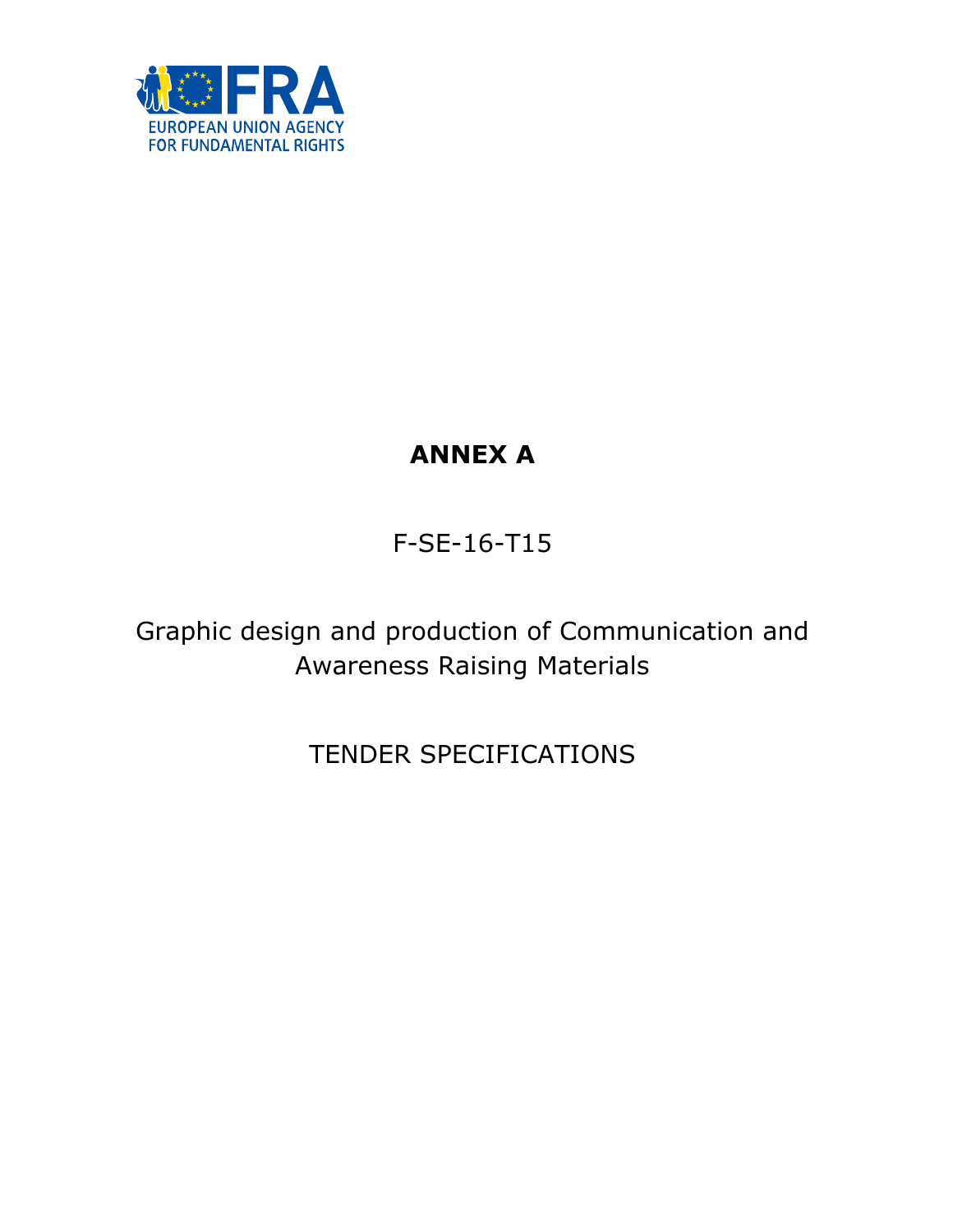EUROPEAN UNION AGENCY FOR FUNDAMENTAL RIGHTS

# ANNEX A

F-SE-16-T15

Graphic design and production of Communication and Awareness Raising Materials

TENDER SPECIFICATIONS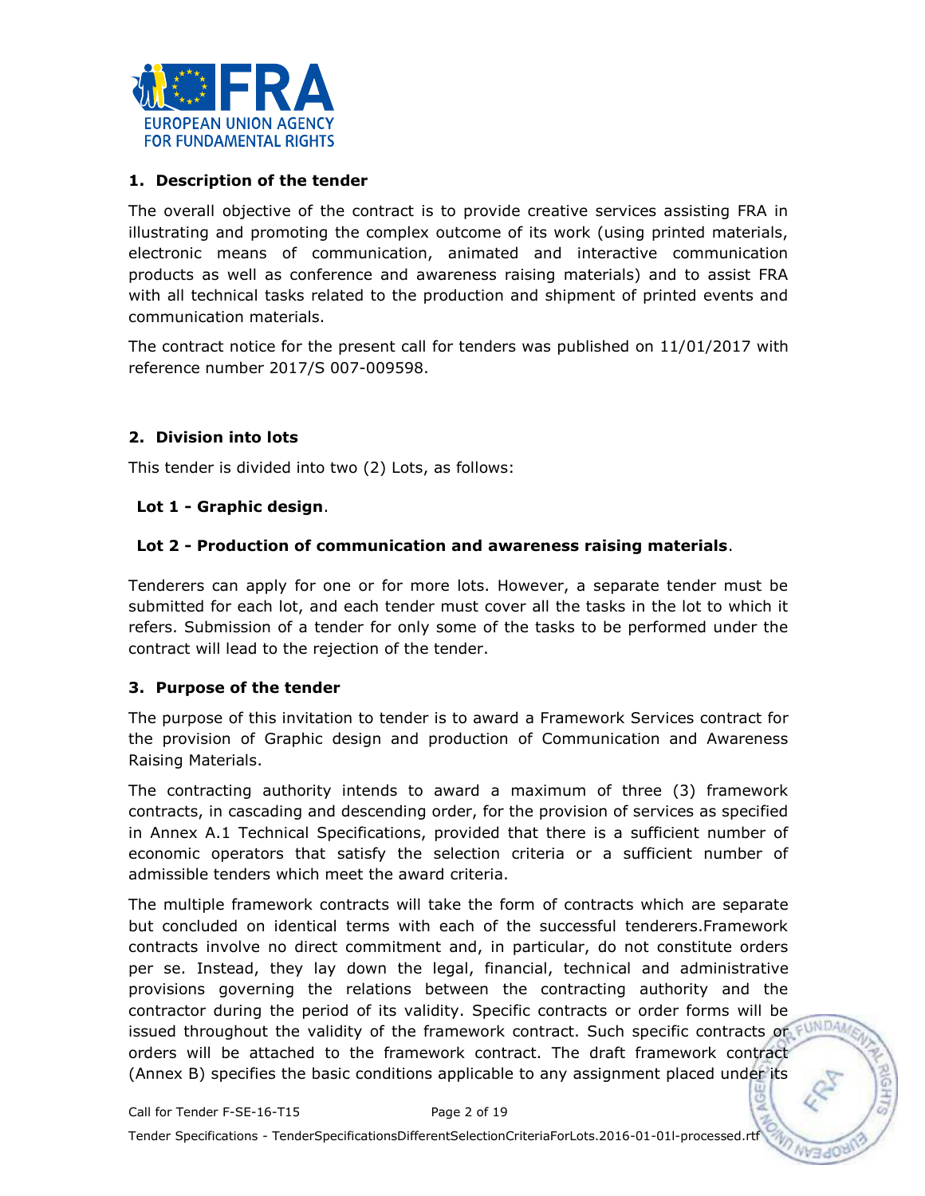## 1. Description of the tender

The overall objective of the contract is to provide creative services assisting FRA in illustrating and promoting the complex outcome of its work (using printed materials, electronic means of communication, animated and interactive communication products as well as conference and awareness raising materials) and to assist FRA with all technical tasks related to the production and shipment of printed events and communication materials.

The contract notice for the present call for tenders was published on 11/01/2017 with reference number 2017/S 007-009598.

## 2. Division into lots

This tender is divided into two (2) Lots, as follows:

**Lot 1 - Graphic design**.

**Lot 2 - Production of communication and awareness raising materials**.

Tenderers can apply for one or for more lots. However, a separate tender must be submitted for each lot, and each tender must cover all the tasks in the lot to which it refers. Submission of a tender for only some of the tasks to be performed under the contract will lead to the rejection of the tender.

## 3. Purpose of the tender

The purpose of this invitation to tender is to award a Framework Services contract for the provision of Graphic design and production of Communication and Awareness Raising Materials.

The contracting authority intends to award a maximum of three (3) framework contracts, in cascading and descending order, for the provision of services as specified in Annex A.1 Technical Specifications, provided that there is a sufficient number of economic operators that satisfy the selection criteria or a sufficient number of admissible tenders which meet the award criteria.

The multiple framework contracts will take the form of contracts which are separate but concluded on identical terms with each of the successful tenderers.Framework contracts involve no direct commitment and, in particular, do not constitute orders per se. Instead, they lay down the legal, financial, technical and administrative provisions governing the relations between the contracting authority and the contractor during the period of its validity. Specific contracts or order forms will be issued throughout the validity of the framework contract. Such specific contracts or orders will be attached to the framework contract. The draft framework contract (Annex B) specifies the basic conditions applicable to any assignment placed under its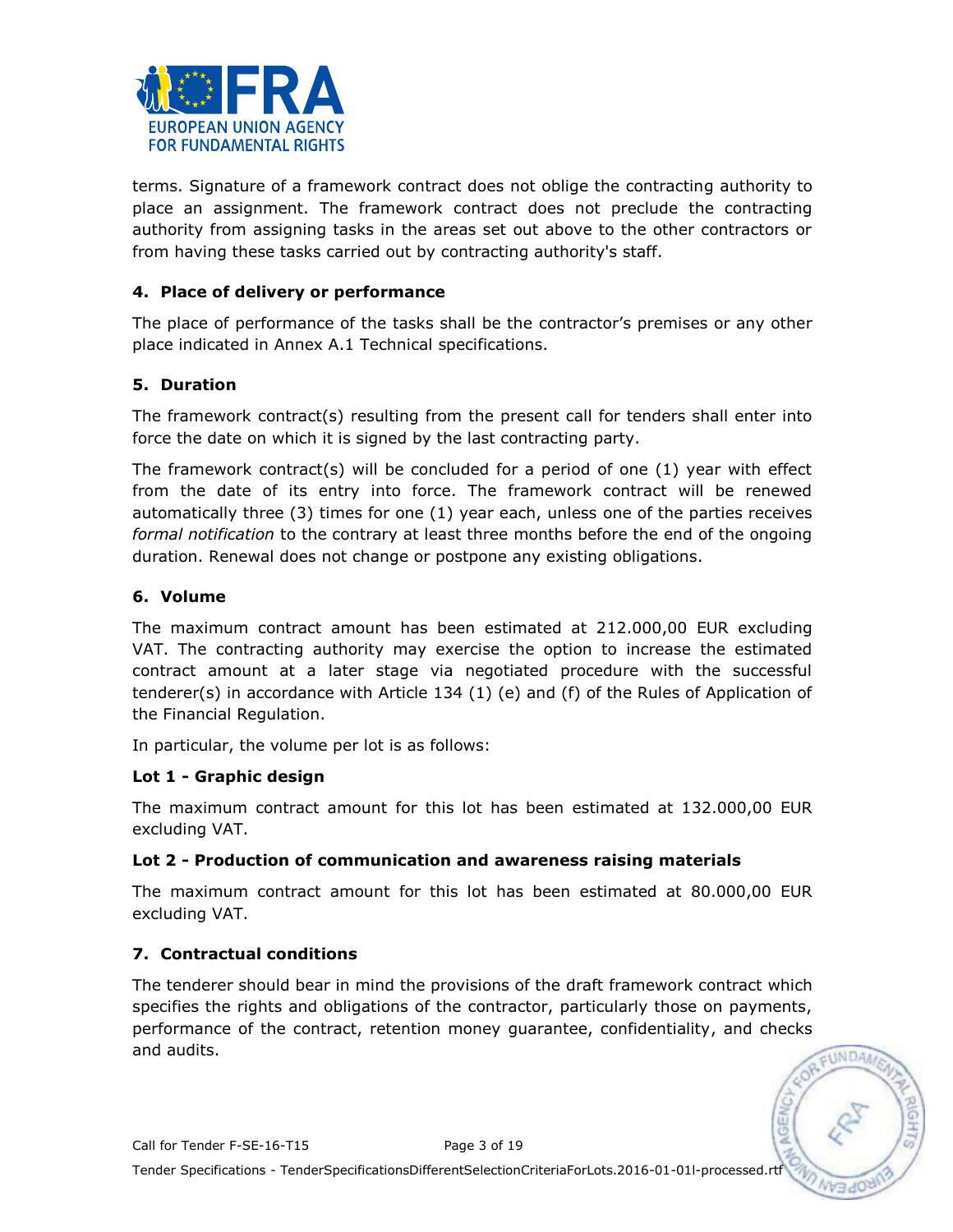terms. Signature of a framework contract does not oblige the contracting authority to place an assignment. The framework contract does not preclude the contracting authority from assigning tasks in the areas set out above to the other contractors or from having these tasks carried out by contracting authority's staff.

## 4. Place of delivery or performance

The place of performance of the tasks shall be the contractor's premises or any other place indicated in Annex A.1 Technical specifications.

## 5. Duration

The framework contract(s) resulting from the present call for tenders shall enter into force the date on which it is signed by the last contracting party.

The framework contract(s) will be concluded for a period of one (1) year with effect from the date of its entry into force. The framework contract will be renewed automatically three (3) times for one (1) year each, unless one of the parties receives *formal notification* to the contrary at least three months before the end of the ongoing duration. Renewal does not change or postpone any existing obligations.

## 6. Volume

The maximum contract amount has been estimated at 212.000,00 EUR excluding VAT. The contracting authority may exercise the option to increase the estimated contract amount at a later stage via negotiated procedure with the successful tenderer(s) in accordance with Article 134 (1) (e) and (f) of the Rules of Application of the Financial Regulation.

In particular, the volume per lot is as follows:

**Lot 1 - Graphic design**

The maximum contract amount for this lot has been estimated at 132.000,00 EUR excluding VAT.

**Lot 2 - Production of communication and awareness raising materials**

The maximum contract amount for this lot has been estimated at 80.000,00 EUR excluding VAT.

## 7. Contractual conditions

The tenderer should bear in mind the provisions of the draft framework contract which specifies the rights and obligations of the contractor, particularly those on payments, performance of the contract, retention money guarantee, confidentiality, and checks and audits.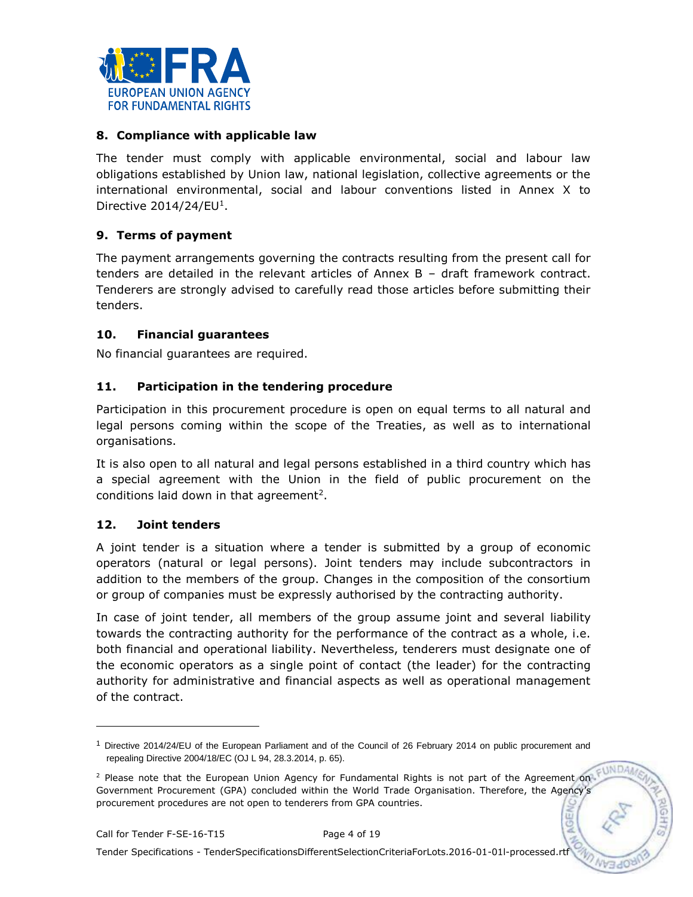## 8. Compliance with applicable law

The tender must comply with applicable environmental, social and labour law obligations established by Union law, national legislation, collective agreements or the international environmental, social and labour conventions listed in Annex X to Directive 2014/24/EU[1].

## 9. Terms of payment

The payment arrangements governing the contracts resulting from the present call for tenders are detailed in the relevant articles of Annex B – draft framework contract. Tenderers are strongly advised to carefully read those articles before submitting their tenders.

## 10. Financial guarantees

No financial guarantees are required.

## 11. Participation in the tendering procedure

Participation in this procurement procedure is open on equal terms to all natural and legal persons coming within the scope of the Treaties, as well as to international organisations.

It is also open to all natural and legal persons established in a third country which has a special agreement with the Union in the field of public procurement on the conditions laid down in that agreement[2].

## 12. Joint tenders

A joint tender is a situation where a tender is submitted by a group of economic operators (natural or legal persons). Joint tenders may include subcontractors in addition to the members of the group. Changes in the composition of the consortium or group of companies must be expressly authorised by the contracting authority.

In case of joint tender, all members of the group assume joint and several liability towards the contracting authority for the performance of the contract as a whole, i.e. both financial and operational liability. Nevertheless, tenderers must designate one of the economic operators as a single point of contact (the leader) for the contracting authority for administrative and financial aspects as well as operational management of the contract.

---

[1] Directive 2014/24/EU of the European Parliament and of the Council of 26 February 2014 on public procurement and repealing Directive 2004/18/EC (OJ L 94, 28.3.2014, p. 65).

[2] Please note that the European Union Agency for Fundamental Rights is not part of the Agreement on Government Procurement (GPA) concluded within the World Trade Organisation. Therefore, the Agency's procurement procedures are not open to tenderers from GPA countries.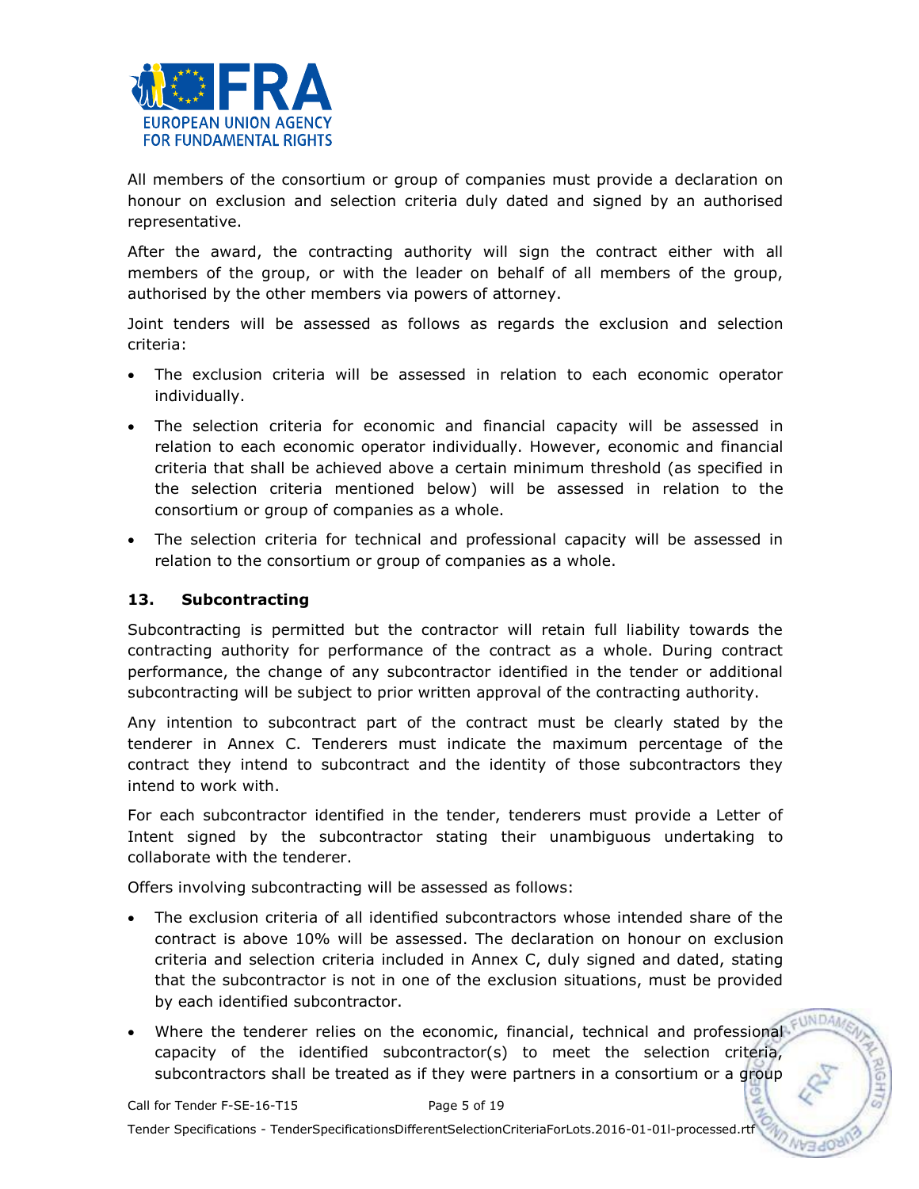All members of the consortium or group of companies must provide a declaration on honour on exclusion and selection criteria duly dated and signed by an authorised representative.

After the award, the contracting authority will sign the contract either with all members of the group, or with the leader on behalf of all members of the group, authorised by the other members via powers of attorney.

Joint tenders will be assessed as follows as regards the exclusion and selection criteria:

- The exclusion criteria will be assessed in relation to each economic operator individually.
- The selection criteria for economic and financial capacity will be assessed in relation to each economic operator individually. However, economic and financial criteria that shall be achieved above a certain minimum threshold (as specified in the selection criteria mentioned below) will be assessed in relation to the consortium or group of companies as a whole.
- The selection criteria for technical and professional capacity will be assessed in relation to the consortium or group of companies as a whole.

## 13. Subcontracting

Subcontracting is permitted but the contractor will retain full liability towards the contracting authority for performance of the contract as a whole. During contract performance, the change of any subcontractor identified in the tender or additional subcontracting will be subject to prior written approval of the contracting authority.

Any intention to subcontract part of the contract must be clearly stated by the tenderer in Annex C. Tenderers must indicate the maximum percentage of the contract they intend to subcontract and the identity of those subcontractors they intend to work with.

For each subcontractor identified in the tender, tenderers must provide a Letter of Intent signed by the subcontractor stating their unambiguous undertaking to collaborate with the tenderer.

Offers involving subcontracting will be assessed as follows:

- The exclusion criteria of all identified subcontractors whose intended share of the contract is above 10% will be assessed. The declaration on honour on exclusion criteria and selection criteria included in Annex C, duly signed and dated, stating that the subcontractor is not in one of the exclusion situations, must be provided by each identified subcontractor.
- Where the tenderer relies on the economic, financial, technical and professional capacity of the identified subcontractor(s) to meet the selection criteria, subcontractors shall be treated as if they were partners in a consortium or a group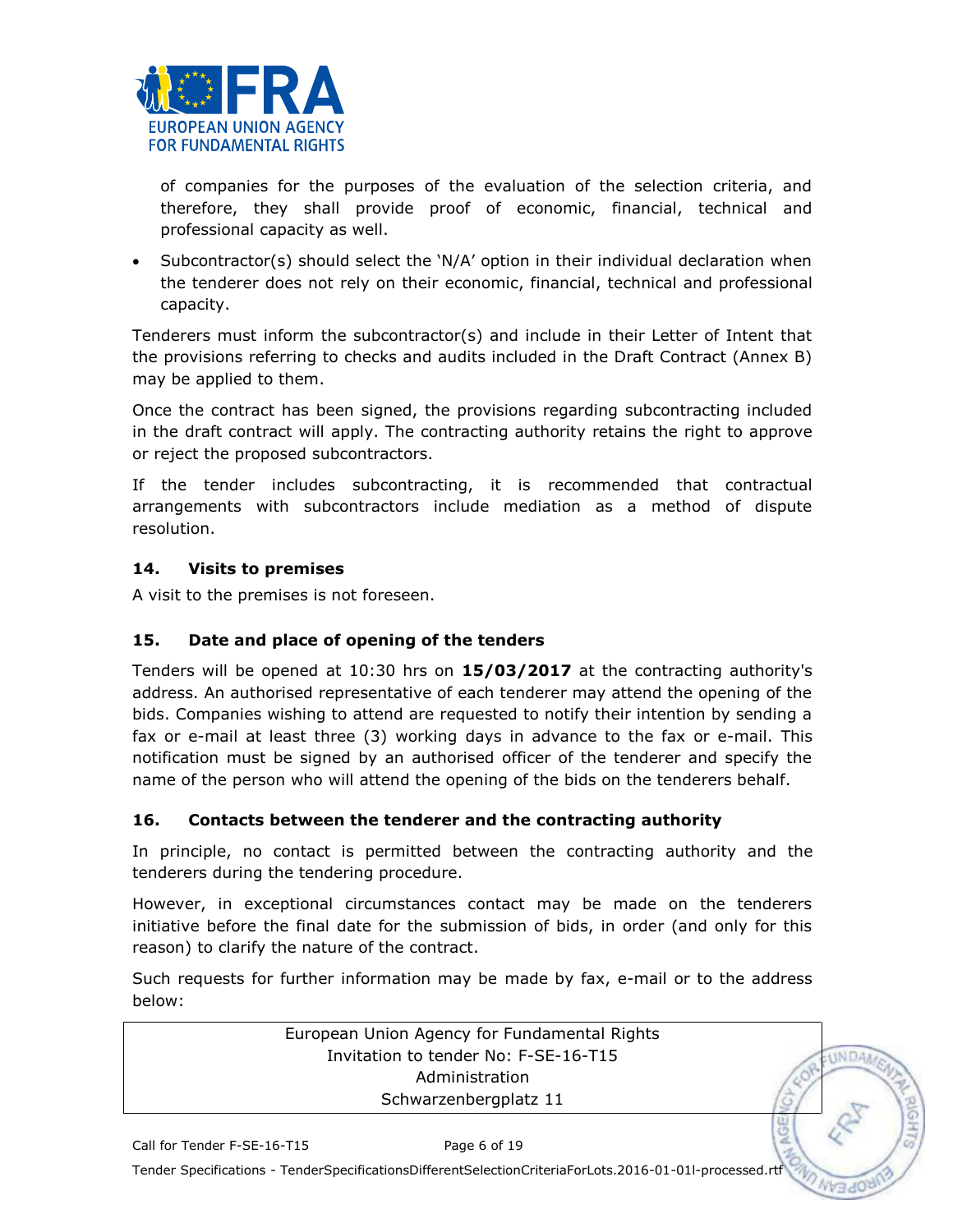of companies for the purposes of the evaluation of the selection criteria, and therefore, they shall provide proof of economic, financial, technical and professional capacity as well.

- Subcontractor(s) should select the 'N/A' option in their individual declaration when the tenderer does not rely on their economic, financial, technical and professional capacity.

Tenderers must inform the subcontractor(s) and include in their Letter of Intent that the provisions referring to checks and audits included in the Draft Contract (Annex B) may be applied to them.

Once the contract has been signed, the provisions regarding subcontracting included in the draft contract will apply. The contracting authority retains the right to approve or reject the proposed subcontractors.

If the tender includes subcontracting, it is recommended that contractual arrangements with subcontractors include mediation as a method of dispute resolution.

## 14. Visits to premises

A visit to the premises is not foreseen.

## 15. Date and place of opening of the tenders

Tenders will be opened at 10:30 hrs on **15/03/2017** at the contracting authority's address. An authorised representative of each tenderer may attend the opening of the bids. Companies wishing to attend are requested to notify their intention by sending a fax or e-mail at least three (3) working days in advance to the fax or e-mail. This notification must be signed by an authorised officer of the tenderer and specify the name of the person who will attend the opening of the bids on the tenderers behalf.

## 16. Contacts between the tenderer and the contracting authority

In principle, no contact is permitted between the contracting authority and the tenderers during the tendering procedure.

However, in exceptional circumstances contact may be made on the tenderers initiative before the final date for the submission of bids, in order (and only for this reason) to clarify the nature of the contract.

Such requests for further information may be made by fax, e-mail or to the address below:

| European Union Agency for Fundamental Rights<br>Invitation to tender No: F-SE-16-T15<br>Administration<br>Schwarzenbergplatz 11 |
|---|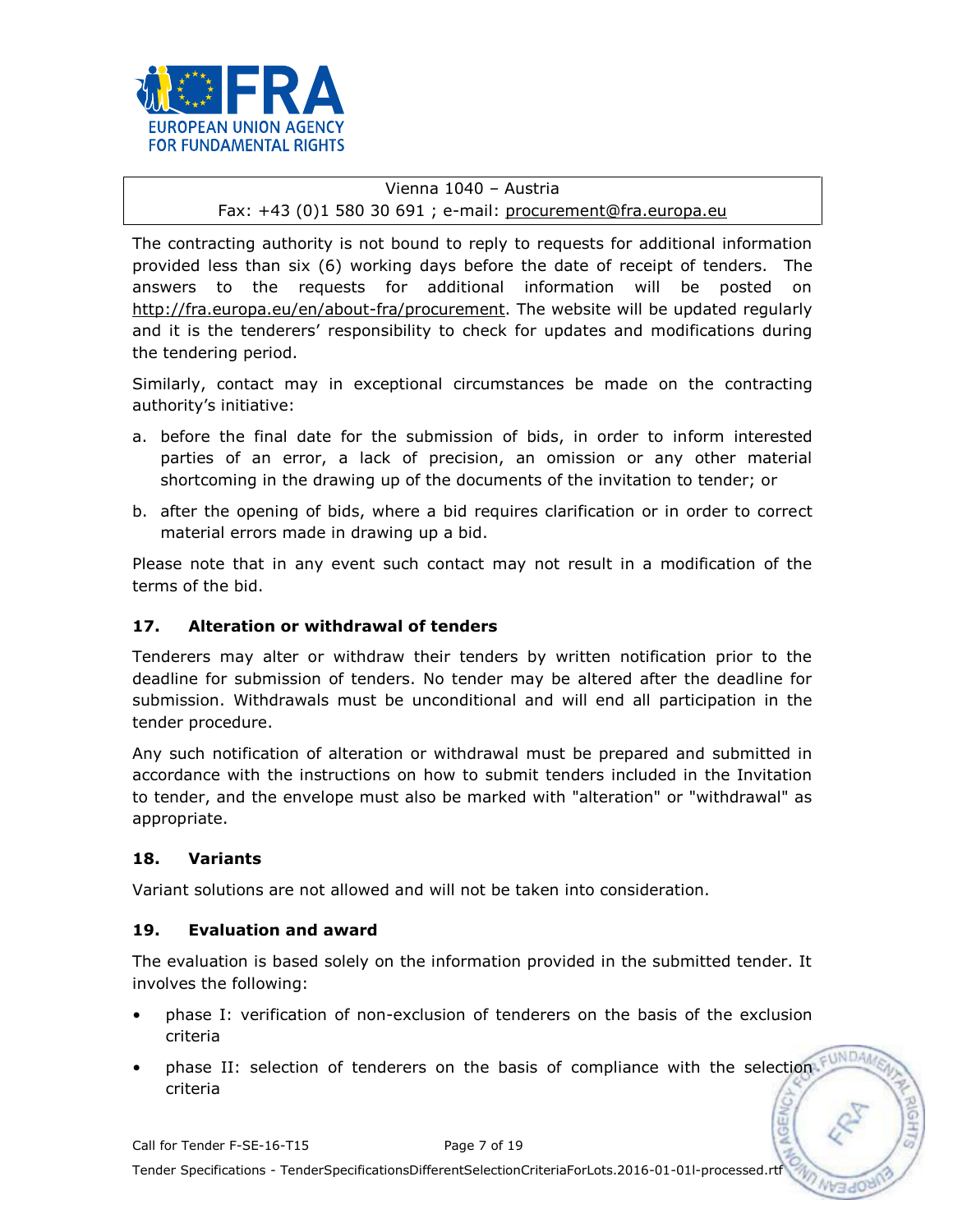Vienna 1040 – Austria
Fax: +43 (0)1 580 30 691 ; e-mail: procurement@fra.europa.eu

The contracting authority is not bound to reply to requests for additional information provided less than six (6) working days before the date of receipt of tenders. The answers to the requests for additional information will be posted on http://fra.europa.eu/en/about-fra/procurement. The website will be updated regularly and it is the tenderers' responsibility to check for updates and modifications during the tendering period.

Similarly, contact may in exceptional circumstances be made on the contracting authority's initiative:

a. before the final date for the submission of bids, in order to inform interested parties of an error, a lack of precision, an omission or any other material shortcoming in the drawing up of the documents of the invitation to tender; or

b. after the opening of bids, where a bid requires clarification or in order to correct material errors made in drawing up a bid.

Please note that in any event such contact may not result in a modification of the terms of the bid.

## 17. Alteration or withdrawal of tenders

Tenderers may alter or withdraw their tenders by written notification prior to the deadline for submission of tenders. No tender may be altered after the deadline for submission. Withdrawals must be unconditional and will end all participation in the tender procedure.

Any such notification of alteration or withdrawal must be prepared and submitted in accordance with the instructions on how to submit tenders included in the Invitation to tender, and the envelope must also be marked with "alteration" or "withdrawal" as appropriate.

## 18. Variants

Variant solutions are not allowed and will not be taken into consideration.

## 19. Evaluation and award

The evaluation is based solely on the information provided in the submitted tender. It involves the following:

- phase I: verification of non-exclusion of tenderers on the basis of the exclusion criteria
- phase II: selection of tenderers on the basis of compliance with the selection criteria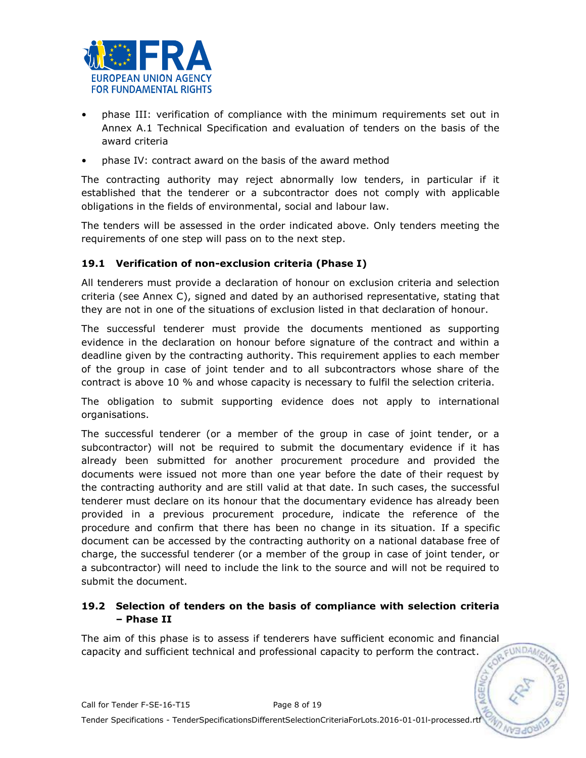- phase III: verification of compliance with the minimum requirements set out in Annex A.1 Technical Specification and evaluation of tenders on the basis of the award criteria
- phase IV: contract award on the basis of the award method

The contracting authority may reject abnormally low tenders, in particular if it established that the tenderer or a subcontractor does not comply with applicable obligations in the fields of environmental, social and labour law.

The tenders will be assessed in the order indicated above. Only tenders meeting the requirements of one step will pass on to the next step.

### 19.1 Verification of non-exclusion criteria (Phase I)

All tenderers must provide a declaration of honour on exclusion criteria and selection criteria (see Annex C), signed and dated by an authorised representative, stating that they are not in one of the situations of exclusion listed in that declaration of honour.

The successful tenderer must provide the documents mentioned as supporting evidence in the declaration on honour before signature of the contract and within a deadline given by the contracting authority. This requirement applies to each member of the group in case of joint tender and to all subcontractors whose share of the contract is above 10 % and whose capacity is necessary to fulfil the selection criteria.

The obligation to submit supporting evidence does not apply to international organisations.

The successful tenderer (or a member of the group in case of joint tender, or a subcontractor) will not be required to submit the documentary evidence if it has already been submitted for another procurement procedure and provided the documents were issued not more than one year before the date of their request by the contracting authority and are still valid at that date. In such cases, the successful tenderer must declare on its honour that the documentary evidence has already been provided in a previous procurement procedure, indicate the reference of the procedure and confirm that there has been no change in its situation. If a specific document can be accessed by the contracting authority on a national database free of charge, the successful tenderer (or a member of the group in case of joint tender, or a subcontractor) will need to include the link to the source and will not be required to submit the document.

### 19.2 Selection of tenders on the basis of compliance with selection criteria – Phase II

The aim of this phase is to assess if tenderers have sufficient economic and financial capacity and sufficient technical and professional capacity to perform the contract.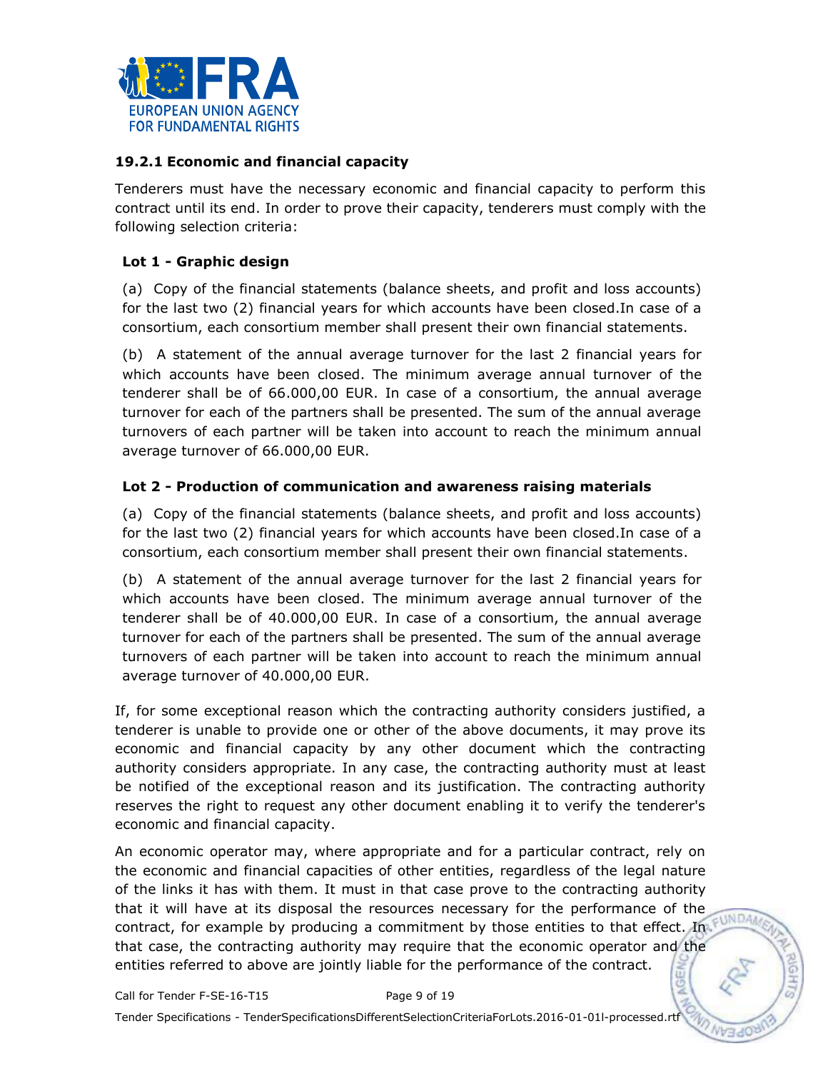### 19.2.1 Economic and financial capacity

Tenderers must have the necessary economic and financial capacity to perform this contract until its end. In order to prove their capacity, tenderers must comply with the following selection criteria:

**Lot 1 - Graphic design**

(a) Copy of the financial statements (balance sheets, and profit and loss accounts) for the last two (2) financial years for which accounts have been closed.In case of a consortium, each consortium member shall present their own financial statements.

(b) A statement of the annual average turnover for the last 2 financial years for which accounts have been closed. The minimum average annual turnover of the tenderer shall be of 66.000,00 EUR. In case of a consortium, the annual average turnover for each of the partners shall be presented. The sum of the annual average turnovers of each partner will be taken into account to reach the minimum annual average turnover of 66.000,00 EUR.

**Lot 2 - Production of communication and awareness raising materials**

(a) Copy of the financial statements (balance sheets, and profit and loss accounts) for the last two (2) financial years for which accounts have been closed.In case of a consortium, each consortium member shall present their own financial statements.

(b) A statement of the annual average turnover for the last 2 financial years for which accounts have been closed. The minimum average annual turnover of the tenderer shall be of 40.000,00 EUR. In case of a consortium, the annual average turnover for each of the partners shall be presented. The sum of the annual average turnovers of each partner will be taken into account to reach the minimum annual average turnover of 40.000,00 EUR.

If, for some exceptional reason which the contracting authority considers justified, a tenderer is unable to provide one or other of the above documents, it may prove its economic and financial capacity by any other document which the contracting authority considers appropriate. In any case, the contracting authority must at least be notified of the exceptional reason and its justification. The contracting authority reserves the right to request any other document enabling it to verify the tenderer's economic and financial capacity.

An economic operator may, where appropriate and for a particular contract, rely on the economic and financial capacities of other entities, regardless of the legal nature of the links it has with them. It must in that case prove to the contracting authority that it will have at its disposal the resources necessary for the performance of the contract, for example by producing a commitment by those entities to that effect. In that case, the contracting authority may require that the economic operator and the entities referred to above are jointly liable for the performance of the contract.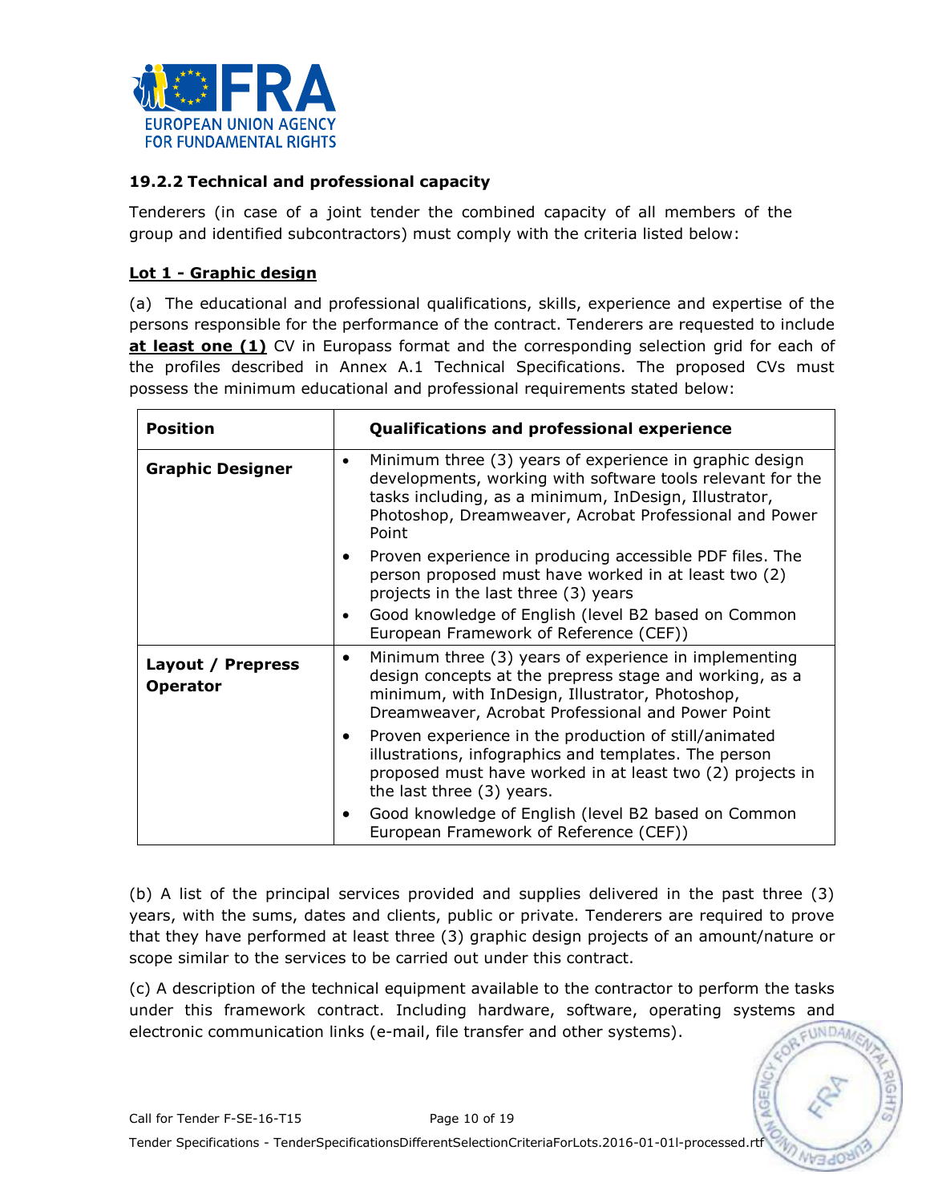### 19.2.2 Technical and professional capacity

Tenderers (in case of a joint tender the combined capacity of all members of the group and identified subcontractors) must comply with the criteria listed below:

**Lot 1 - Graphic design**

(a) The educational and professional qualifications, skills, experience and expertise of the persons responsible for the performance of the contract. Tenderers are requested to include **at least one (1)** CV in Europass format and the corresponding selection grid for each of the profiles described in Annex A.1 Technical Specifications. The proposed CVs must possess the minimum educational and professional requirements stated below:

| Position | Qualifications and professional experience |
|---|---|
| **Graphic Designer** | • Minimum three (3) years of experience in graphic design developments, working with software tools relevant for the tasks including, as a minimum, InDesign, Illustrator, Photoshop, Dreamweaver, Acrobat Professional and Power Point<br>• Proven experience in producing accessible PDF files. The person proposed must have worked in at least two (2) projects in the last three (3) years<br>• Good knowledge of English (level B2 based on Common European Framework of Reference (CEF)) |
| **Layout / Prepress Operator** | • Minimum three (3) years of experience in implementing design concepts at the prepress stage and working, as a minimum, with InDesign, Illustrator, Photoshop, Dreamweaver, Acrobat Professional and Power Point<br>• Proven experience in the production of still/animated illustrations, infographics and templates. The person proposed must have worked in at least two (2) projects in the last three (3) years.<br>• Good knowledge of English (level B2 based on Common European Framework of Reference (CEF)) |

(b) A list of the principal services provided and supplies delivered in the past three (3) years, with the sums, dates and clients, public or private. Tenderers are required to prove that they have performed at least three (3) graphic design projects of an amount/nature or scope similar to the services to be carried out under this contract.

(c) A description of the technical equipment available to the contractor to perform the tasks under this framework contract. Including hardware, software, operating systems and electronic communication links (e-mail, file transfer and other systems).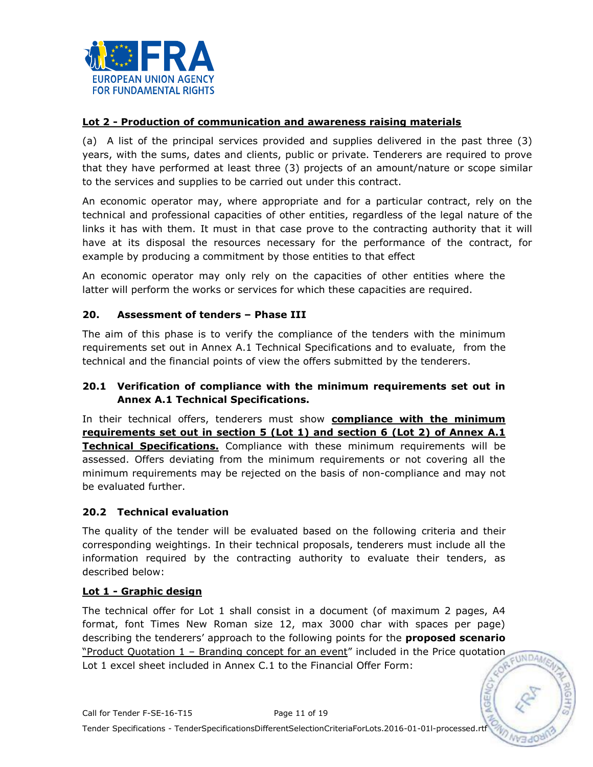**Lot 2 - Production of communication and awareness raising materials**

(a) A list of the principal services provided and supplies delivered in the past three (3) years, with the sums, dates and clients, public or private. Tenderers are required to prove that they have performed at least three (3) projects of an amount/nature or scope similar to the services and supplies to be carried out under this contract.

An economic operator may, where appropriate and for a particular contract, rely on the technical and professional capacities of other entities, regardless of the legal nature of the links it has with them. It must in that case prove to the contracting authority that it will have at its disposal the resources necessary for the performance of the contract, for example by producing a commitment by those entities to that effect

An economic operator may only rely on the capacities of other entities where the latter will perform the works or services for which these capacities are required.

## 20. Assessment of tenders – Phase III

The aim of this phase is to verify the compliance of the tenders with the minimum requirements set out in Annex A.1 Technical Specifications and to evaluate, from the technical and the financial points of view the offers submitted by the tenderers.

### 20.1 Verification of compliance with the minimum requirements set out in Annex A.1 Technical Specifications.

In their technical offers, tenderers must show **compliance with the minimum requirements set out in section 5 (Lot 1) and section 6 (Lot 2) of Annex A.1 Technical Specifications.** Compliance with these minimum requirements will be assessed. Offers deviating from the minimum requirements or not covering all the minimum requirements may be rejected on the basis of non-compliance and may not be evaluated further.

### 20.2 Technical evaluation

The quality of the tender will be evaluated based on the following criteria and their corresponding weightings. In their technical proposals, tenderers must include all the information required by the contracting authority to evaluate their tenders, as described below:

**Lot 1 - Graphic design**

The technical offer for Lot 1 shall consist in a document (of maximum 2 pages, A4 format, font Times New Roman size 12, max 3000 char with spaces per page) describing the tenderers' approach to the following points for the **proposed scenario** "Product Quotation 1 – Branding concept for an event" included in the Price quotation Lot 1 excel sheet included in Annex C.1 to the Financial Offer Form: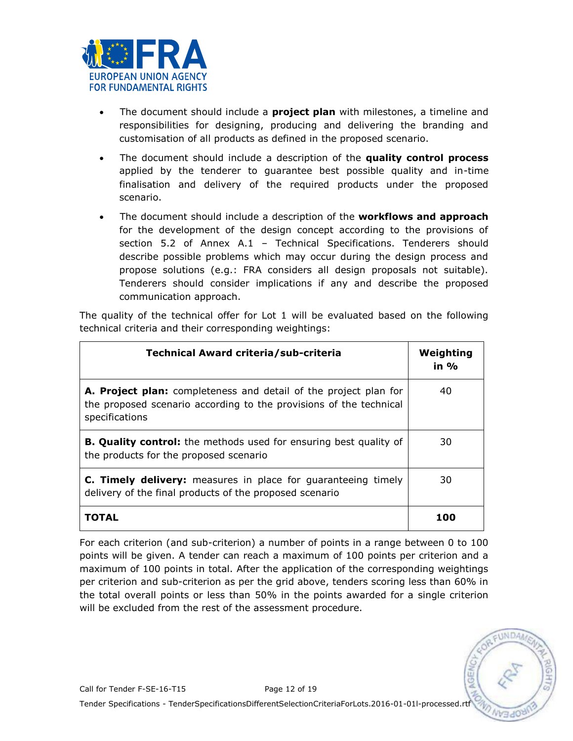- The document should include a **project plan** with milestones, a timeline and responsibilities for designing, producing and delivering the branding and customisation of all products as defined in the proposed scenario.
- The document should include a description of the **quality control process** applied by the tenderer to guarantee best possible quality and in-time finalisation and delivery of the required products under the proposed scenario.
- The document should include a description of the **workflows and approach** for the development of the design concept according to the provisions of section 5.2 of Annex A.1 – Technical Specifications. Tenderers should describe possible problems which may occur during the design process and propose solutions (e.g.: FRA considers all design proposals not suitable). Tenderers should consider implications if any and describe the proposed communication approach.

The quality of the technical offer for Lot 1 will be evaluated based on the following technical criteria and their corresponding weightings:

| Technical Award criteria/sub-criteria | Weighting in % |
|---|---|
| **A. Project plan:** completeness and detail of the project plan for the proposed scenario according to the provisions of the technical specifications | 40 |
| **B. Quality control:** the methods used for ensuring best quality of the products for the proposed scenario | 30 |
| **C. Timely delivery:** measures in place for guaranteeing timely delivery of the final products of the proposed scenario | 30 |
| **TOTAL** | **100** |

For each criterion (and sub-criterion) a number of points in a range between 0 to 100 points will be given. A tender can reach a maximum of 100 points per criterion and a maximum of 100 points in total. After the application of the corresponding weightings per criterion and sub-criterion as per the grid above, tenders scoring less than 60% in the total overall points or less than 50% in the points awarded for a single criterion will be excluded from the rest of the assessment procedure.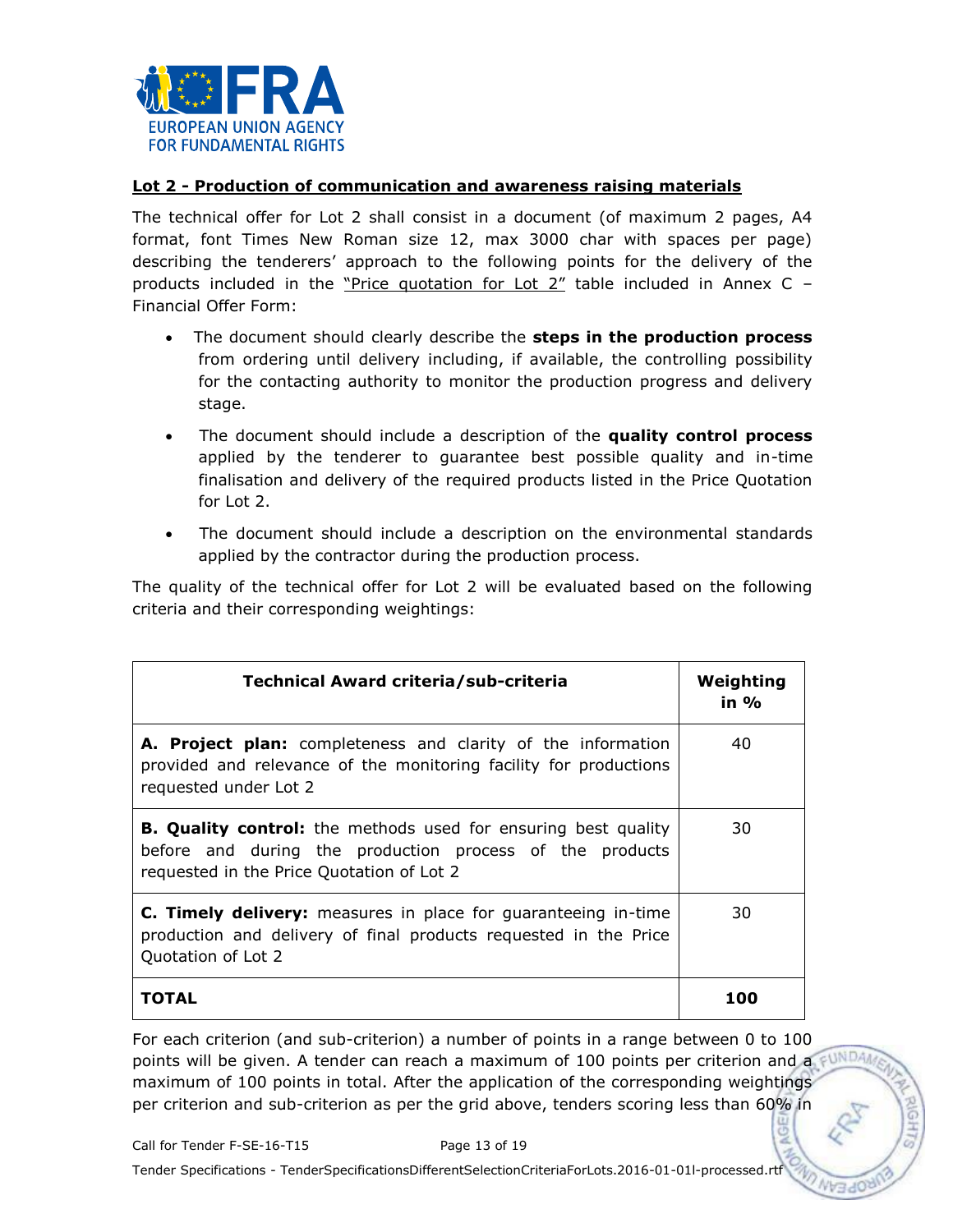**Lot 2 - Production of communication and awareness raising materials**

The technical offer for Lot 2 shall consist in a document (of maximum 2 pages, A4 format, font Times New Roman size 12, max 3000 char with spaces per page) describing the tenderers' approach to the following points for the delivery of the products included in the "Price quotation for Lot 2" table included in Annex C – Financial Offer Form:

- The document should clearly describe the **steps in the production process** from ordering until delivery including, if available, the controlling possibility for the contacting authority to monitor the production progress and delivery stage.
- The document should include a description of the **quality control process** applied by the tenderer to guarantee best possible quality and in-time finalisation and delivery of the required products listed in the Price Quotation for Lot 2.
- The document should include a description on the environmental standards applied by the contractor during the production process.

The quality of the technical offer for Lot 2 will be evaluated based on the following criteria and their corresponding weightings:

| Technical Award criteria/sub-criteria | Weighting in % |
|---|---|
| **A. Project plan:** completeness and clarity of the information provided and relevance of the monitoring facility for productions requested under Lot 2 | 40 |
| **B. Quality control:** the methods used for ensuring best quality before and during the production process of the products requested in the Price Quotation of Lot 2 | 30 |
| **C. Timely delivery:** measures in place for guaranteeing in-time production and delivery of final products requested in the Price Quotation of Lot 2 | 30 |
| **TOTAL** | **100** |

For each criterion (and sub-criterion) a number of points in a range between 0 to 100 points will be given. A tender can reach a maximum of 100 points per criterion and a maximum of 100 points in total. After the application of the corresponding weightings per criterion and sub-criterion as per the grid above, tenders scoring less than 60% in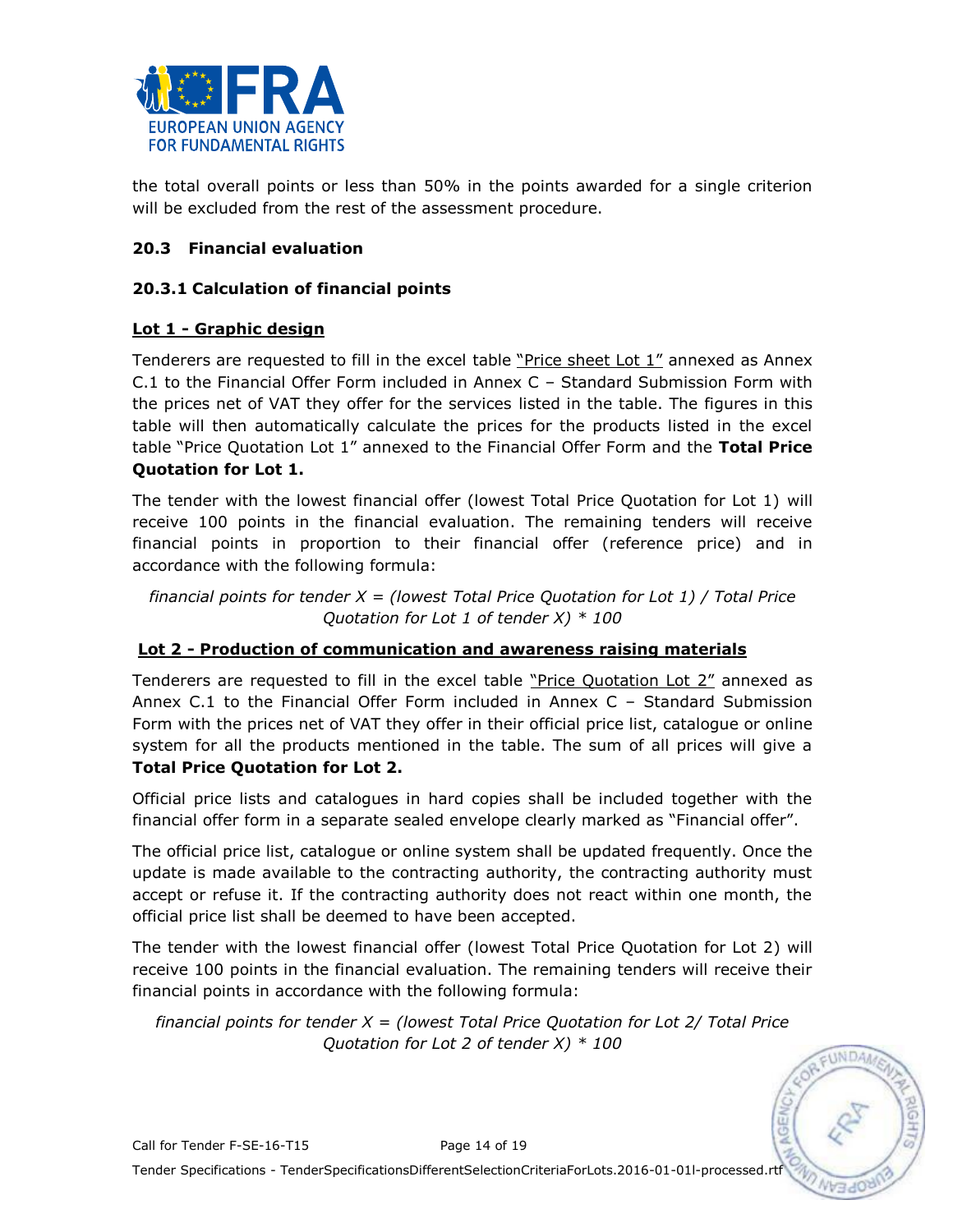the total overall points or less than 50% in the points awarded for a single criterion will be excluded from the rest of the assessment procedure.

### 20.3 Financial evaluation

#### 20.3.1 Calculation of financial points

**Lot 1 - Graphic design**

Tenderers are requested to fill in the excel table "Price sheet Lot 1" annexed as Annex C.1 to the Financial Offer Form included in Annex C – Standard Submission Form with the prices net of VAT they offer for the services listed in the table. The figures in this table will then automatically calculate the prices for the products listed in the excel table "Price Quotation Lot 1" annexed to the Financial Offer Form and the **Total Price Quotation for Lot 1.**

The tender with the lowest financial offer (lowest Total Price Quotation for Lot 1) will receive 100 points in the financial evaluation. The remaining tenders will receive financial points in proportion to their financial offer (reference price) and in accordance with the following formula:

*financial points for tender X = (lowest Total Price Quotation for Lot 1) / Total Price Quotation for Lot 1 of tender X) * 100*

**Lot 2 - Production of communication and awareness raising materials**

Tenderers are requested to fill in the excel table "Price Quotation Lot 2" annexed as Annex C.1 to the Financial Offer Form included in Annex C – Standard Submission Form with the prices net of VAT they offer in their official price list, catalogue or online system for all the products mentioned in the table. The sum of all prices will give a **Total Price Quotation for Lot 2.**

Official price lists and catalogues in hard copies shall be included together with the financial offer form in a separate sealed envelope clearly marked as "Financial offer".

The official price list, catalogue or online system shall be updated frequently. Once the update is made available to the contracting authority, the contracting authority must accept or refuse it. If the contracting authority does not react within one month, the official price list shall be deemed to have been accepted.

The tender with the lowest financial offer (lowest Total Price Quotation for Lot 2) will receive 100 points in the financial evaluation. The remaining tenders will receive their financial points in accordance with the following formula:

*financial points for tender X = (lowest Total Price Quotation for Lot 2/ Total Price Quotation for Lot 2 of tender X) * 100*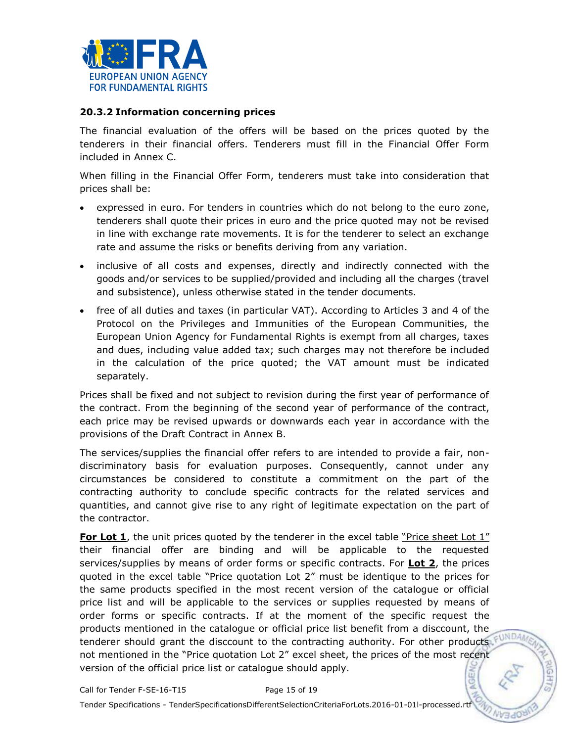### 20.3.2 Information concerning prices

The financial evaluation of the offers will be based on the prices quoted by the tenderers in their financial offers. Tenderers must fill in the Financial Offer Form included in Annex C.

When filling in the Financial Offer Form, tenderers must take into consideration that prices shall be:

- expressed in euro. For tenders in countries which do not belong to the euro zone, tenderers shall quote their prices in euro and the price quoted may not be revised in line with exchange rate movements. It is for the tenderer to select an exchange rate and assume the risks or benefits deriving from any variation.
- inclusive of all costs and expenses, directly and indirectly connected with the goods and/or services to be supplied/provided and including all the charges (travel and subsistence), unless otherwise stated in the tender documents.
- free of all duties and taxes (in particular VAT). According to Articles 3 and 4 of the Protocol on the Privileges and Immunities of the European Communities, the European Union Agency for Fundamental Rights is exempt from all charges, taxes and dues, including value added tax; such charges may not therefore be included in the calculation of the price quoted; the VAT amount must be indicated separately.

Prices shall be fixed and not subject to revision during the first year of performance of the contract. From the beginning of the second year of performance of the contract, each price may be revised upwards or downwards each year in accordance with the provisions of the Draft Contract in Annex B.

The services/supplies the financial offer refers to are intended to provide a fair, non-discriminatory basis for evaluation purposes. Consequently, cannot under any circumstances be considered to constitute a commitment on the part of the contracting authority to conclude specific contracts for the related services and quantities, and cannot give rise to any right of legitimate expectation on the part of the contractor.

**For Lot 1**, the unit prices quoted by the tenderer in the excel table "Price sheet Lot 1" their financial offer are binding and will be applicable to the requested services/supplies by means of order forms or specific contracts. For **Lot 2**, the prices quoted in the excel table "Price quotation Lot 2" must be identique to the prices for the same products specified in the most recent version of the catalogue or official price list and will be applicable to the services or supplies requested by means of order forms or specific contracts. If at the moment of the specific request the products mentioned in the catalogue or official price list benefit from a disccount, the tenderer should grant the disccount to the contracting authority. For other products not mentioned in the "Price quotation Lot 2" excel sheet, the prices of the most recent version of the official price list or catalogue should apply.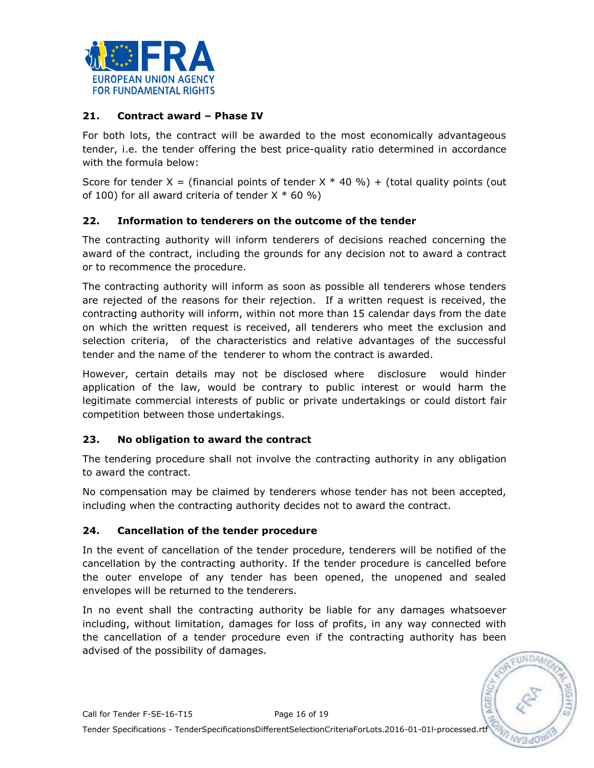## 21. Contract award – Phase IV

For both lots, the contract will be awarded to the most economically advantageous tender, i.e. the tender offering the best price-quality ratio determined in accordance with the formula below:

Score for tender X = (financial points of tender X * 40 %) + (total quality points (out of 100) for all award criteria of tender X * 60 %)

## 22. Information to tenderers on the outcome of the tender

The contracting authority will inform tenderers of decisions reached concerning the award of the contract, including the grounds for any decision not to award a contract or to recommence the procedure.

The contracting authority will inform as soon as possible all tenderers whose tenders are rejected of the reasons for their rejection. If a written request is received, the contracting authority will inform, within not more than 15 calendar days from the date on which the written request is received, all tenderers who meet the exclusion and selection criteria, of the characteristics and relative advantages of the successful tender and the name of the tenderer to whom the contract is awarded.

However, certain details may not be disclosed where disclosure would hinder application of the law, would be contrary to public interest or would harm the legitimate commercial interests of public or private undertakings or could distort fair competition between those undertakings.

## 23. No obligation to award the contract

The tendering procedure shall not involve the contracting authority in any obligation to award the contract.

No compensation may be claimed by tenderers whose tender has not been accepted, including when the contracting authority decides not to award the contract.

## 24. Cancellation of the tender procedure

In the event of cancellation of the tender procedure, tenderers will be notified of the cancellation by the contracting authority. If the tender procedure is cancelled before the outer envelope of any tender has been opened, the unopened and sealed envelopes will be returned to the tenderers.

In no event shall the contracting authority be liable for any damages whatsoever including, without limitation, damages for loss of profits, in any way connected with the cancellation of a tender procedure even if the contracting authority has been advised of the possibility of damages.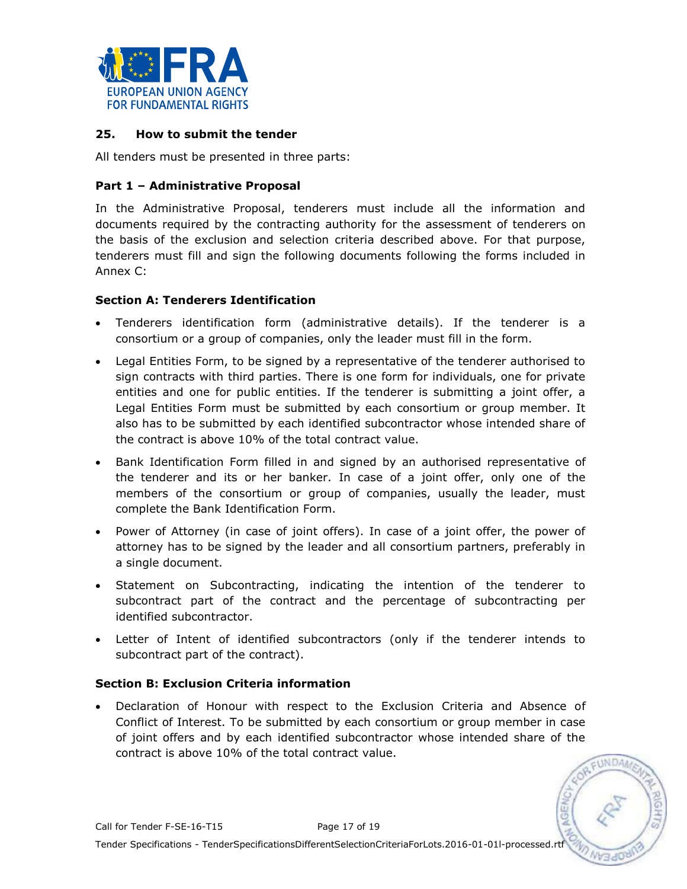## 25. How to submit the tender

All tenders must be presented in three parts:

### Part 1 – Administrative Proposal

In the Administrative Proposal, tenderers must include all the information and documents required by the contracting authority for the assessment of tenderers on the basis of the exclusion and selection criteria described above. For that purpose, tenderers must fill and sign the following documents following the forms included in Annex C:

#### Section A: Tenderers Identification

- Tenderers identification form (administrative details). If the tenderer is a consortium or a group of companies, only the leader must fill in the form.
- Legal Entities Form, to be signed by a representative of the tenderer authorised to sign contracts with third parties. There is one form for individuals, one for private entities and one for public entities. If the tenderer is submitting a joint offer, a Legal Entities Form must be submitted by each consortium or group member. It also has to be submitted by each identified subcontractor whose intended share of the contract is above 10% of the total contract value.
- Bank Identification Form filled in and signed by an authorised representative of the tenderer and its or her banker. In case of a joint offer, only one of the members of the consortium or group of companies, usually the leader, must complete the Bank Identification Form.
- Power of Attorney (in case of joint offers). In case of a joint offer, the power of attorney has to be signed by the leader and all consortium partners, preferably in a single document.
- Statement on Subcontracting, indicating the intention of the tenderer to subcontract part of the contract and the percentage of subcontracting per identified subcontractor.
- Letter of Intent of identified subcontractors (only if the tenderer intends to subcontract part of the contract).

#### Section B: Exclusion Criteria information

- Declaration of Honour with respect to the Exclusion Criteria and Absence of Conflict of Interest. To be submitted by each consortium or group member in case of joint offers and by each identified subcontractor whose intended share of the contract is above 10% of the total contract value.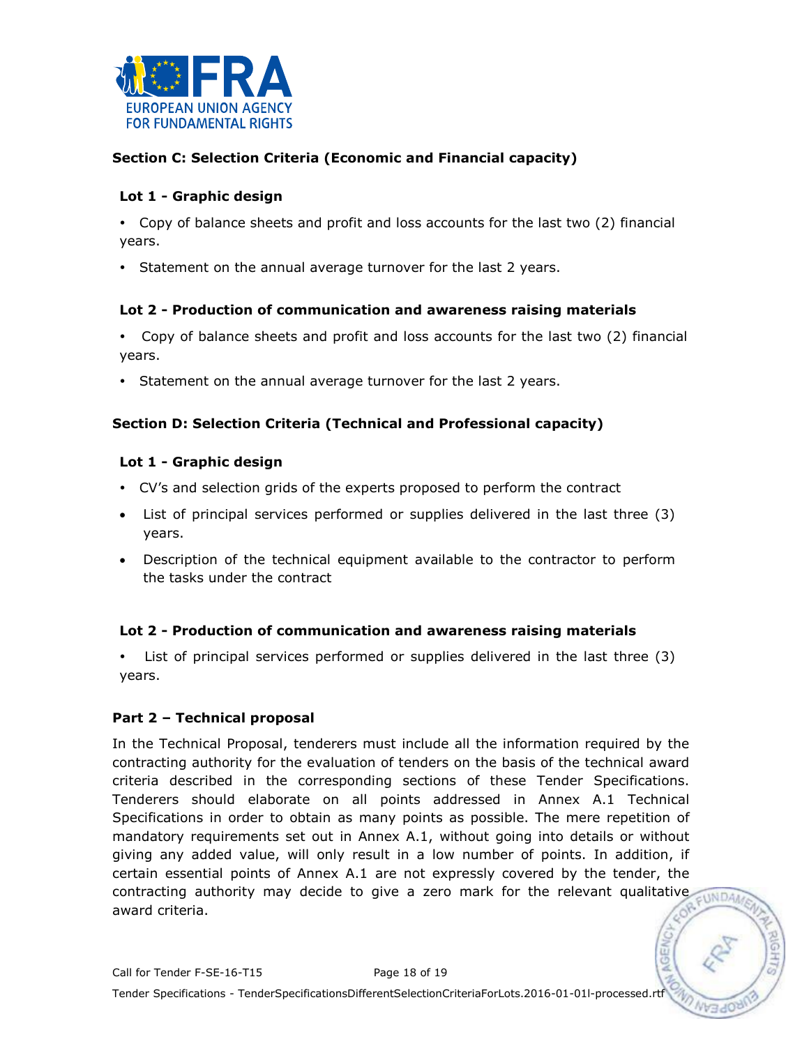### Section C: Selection Criteria (Economic and Financial capacity)

#### Lot 1 - Graphic design

- Copy of balance sheets and profit and loss accounts for the last two (2) financial years.
- Statement on the annual average turnover for the last 2 years.

#### Lot 2 - Production of communication and awareness raising materials

- Copy of balance sheets and profit and loss accounts for the last two (2) financial years.
- Statement on the annual average turnover for the last 2 years.

### Section D: Selection Criteria (Technical and Professional capacity)

#### Lot 1 - Graphic design

- CV's and selection grids of the experts proposed to perform the contract
- List of principal services performed or supplies delivered in the last three (3) years.
- Description of the technical equipment available to the contractor to perform the tasks under the contract

#### Lot 2 - Production of communication and awareness raising materials

- List of principal services performed or supplies delivered in the last three (3) years.

### Part 2 – Technical proposal

In the Technical Proposal, tenderers must include all the information required by the contracting authority for the evaluation of tenders on the basis of the technical award criteria described in the corresponding sections of these Tender Specifications. Tenderers should elaborate on all points addressed in Annex A.1 Technical Specifications in order to obtain as many points as possible. The mere repetition of mandatory requirements set out in Annex A.1, without going into details or without giving any added value, will only result in a low number of points. In addition, if certain essential points of Annex A.1 are not expressly covered by the tender, the contracting authority may decide to give a zero mark for the relevant qualitative award criteria.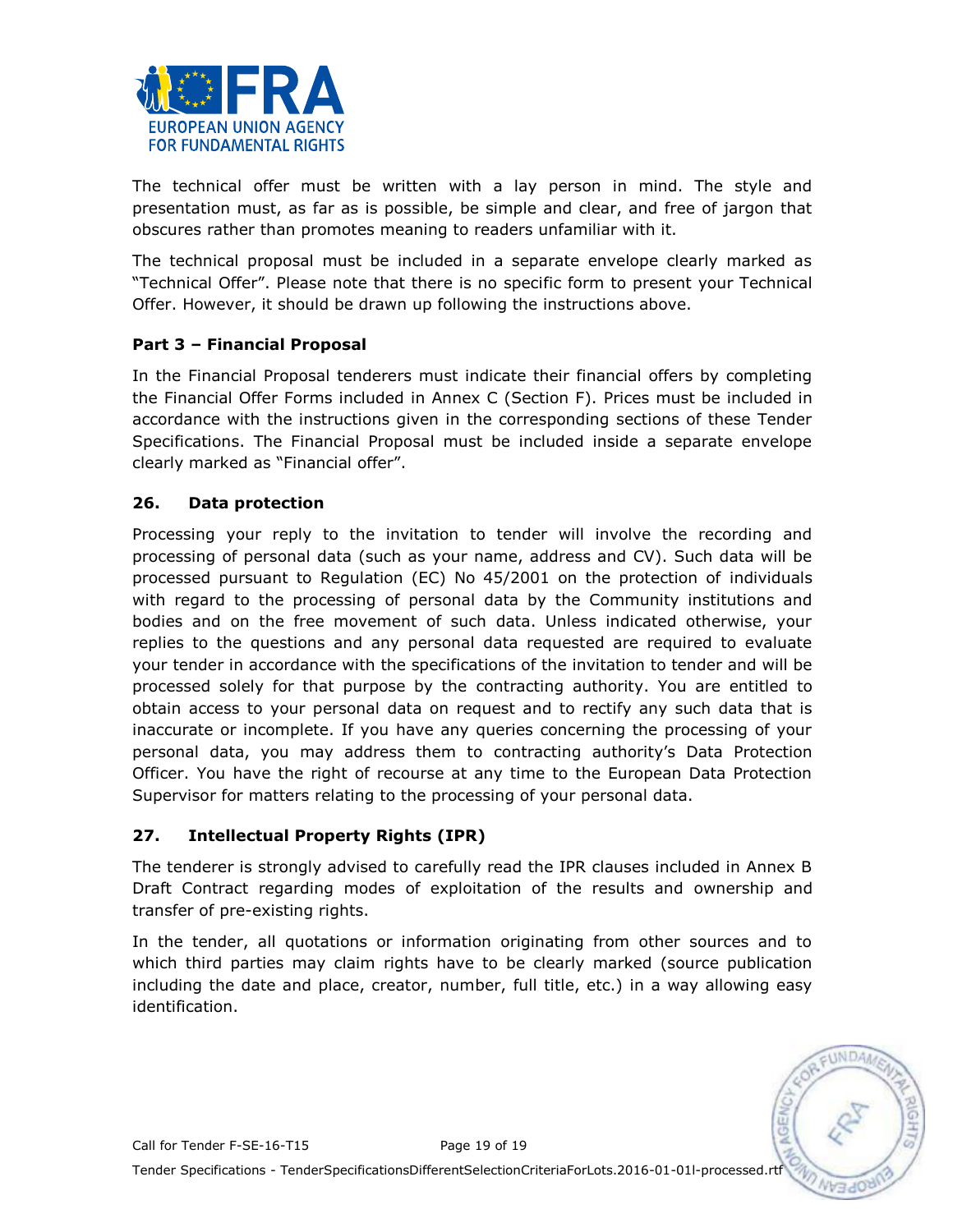The technical offer must be written with a lay person in mind. The style and presentation must, as far as is possible, be simple and clear, and free of jargon that obscures rather than promotes meaning to readers unfamiliar with it.

The technical proposal must be included in a separate envelope clearly marked as "Technical Offer". Please note that there is no specific form to present your Technical Offer. However, it should be drawn up following the instructions above.

**Part 3 – Financial Proposal**

In the Financial Proposal tenderers must indicate their financial offers by completing the Financial Offer Forms included in Annex C (Section F). Prices must be included in accordance with the instructions given in the corresponding sections of these Tender Specifications. The Financial Proposal must be included inside a separate envelope clearly marked as "Financial offer".

## 26. Data protection

Processing your reply to the invitation to tender will involve the recording and processing of personal data (such as your name, address and CV). Such data will be processed pursuant to Regulation (EC) No 45/2001 on the protection of individuals with regard to the processing of personal data by the Community institutions and bodies and on the free movement of such data. Unless indicated otherwise, your replies to the questions and any personal data requested are required to evaluate your tender in accordance with the specifications of the invitation to tender and will be processed solely for that purpose by the contracting authority. You are entitled to obtain access to your personal data on request and to rectify any such data that is inaccurate or incomplete. If you have any queries concerning the processing of your personal data, you may address them to contracting authority's Data Protection Officer. You have the right of recourse at any time to the European Data Protection Supervisor for matters relating to the processing of your personal data.

## 27. Intellectual Property Rights (IPR)

The tenderer is strongly advised to carefully read the IPR clauses included in Annex B Draft Contract regarding modes of exploitation of the results and ownership and transfer of pre-existing rights.

In the tender, all quotations or information originating from other sources and to which third parties may claim rights have to be clearly marked (source publication including the date and place, creator, number, full title, etc.) in a way allowing easy identification.